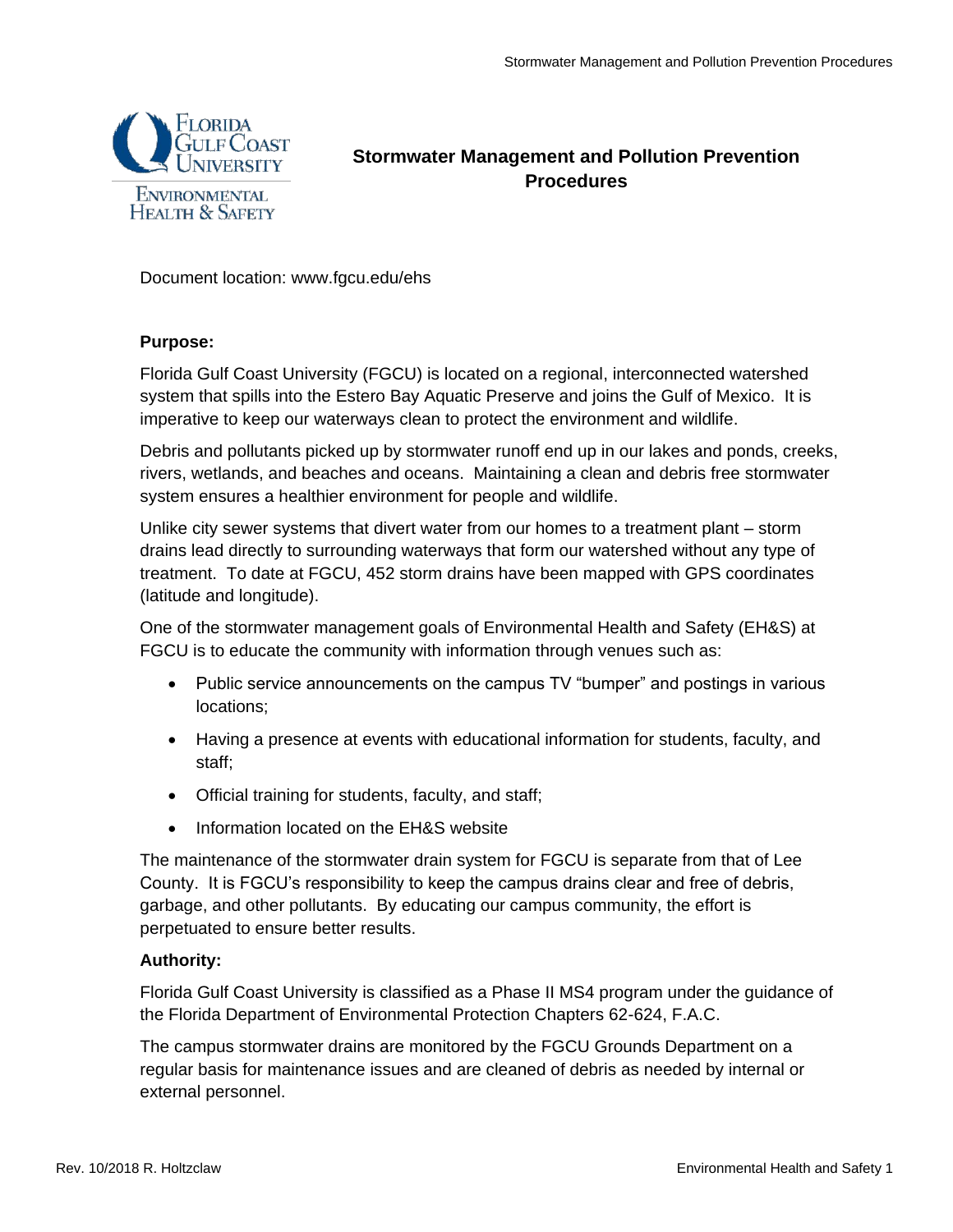# Stormwater Management and Pollution Prevention Procedures

Document location: www.fgcu.edu/ehs

**Purpose:**

Florida Gulf Coast University (FGCU) is located on a regional, interconnected watershed system that spills into the Estero Bay Aquatic Preserve and joins the Gulf of Mexico. It is imperative to keep our waterways clean to protect the environment and wildlife.

Debris and pollutants picked up by stormwater runoff end up in our lakes and ponds, creeks, rivers, wetlands, and beaches and oceans. Maintaining a clean and debris free stormwater system ensures a healthier environment for people and wildlife.

Unlike city sewer systems that divert water from our homes to a treatment plant – storm drains lead directly to surrounding waterways that form our watershed without any type of treatment. To date at FGCU, 452 storm drains have been mapped with GPS coordinates (latitude and longitude).

One of the stormwater management goals of Environmental Health and Safety (EH&S) at FGCU is to educate the community with information through venues such as:

- Public service announcements on the campus TV "bumper" and postings in various locations;
- Having a presence at events with educational information for students, faculty, and staff;
- Official training for students, faculty, and staff;
- Information located on the EH&S website

The maintenance of the stormwater drain system for FGCU is separate from that of Lee County. It is FGCU's responsibility to keep the campus drains clear and free of debris, garbage, and other pollutants. By educating our campus community, the effort is perpetuated to ensure better results.

**Authority:**

Florida Gulf Coast University is classified as a Phase II MS4 program under the guidance of the Florida Department of Environmental Protection Chapters 62-624, F.A.C.

The campus stormwater drains are monitored by the FGCU Grounds Department on a regular basis for maintenance issues and are cleaned of debris as needed by internal or external personnel.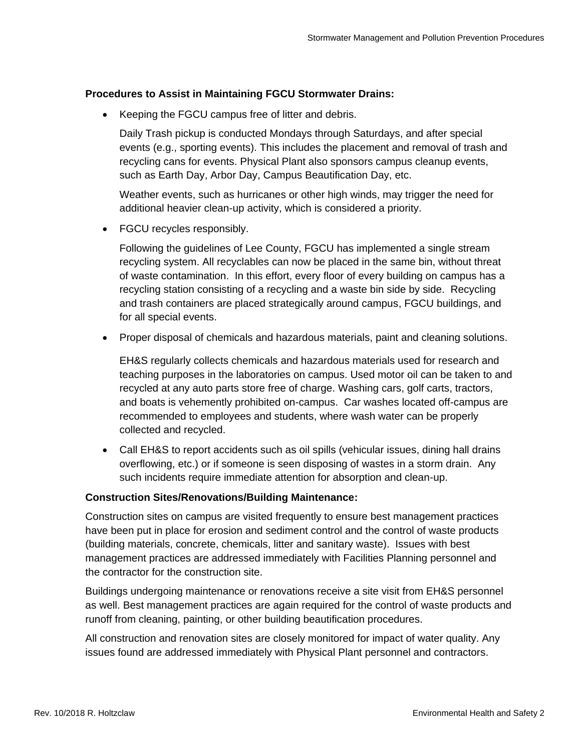**Procedures to Assist in Maintaining FGCU Stormwater Drains:**

- Keeping the FGCU campus free of litter and debris.

  Daily Trash pickup is conducted Mondays through Saturdays, and after special events (e.g., sporting events). This includes the placement and removal of trash and recycling cans for events. Physical Plant also sponsors campus cleanup events, such as Earth Day, Arbor Day, Campus Beautification Day, etc.

  Weather events, such as hurricanes or other high winds, may trigger the need for additional heavier clean-up activity, which is considered a priority.

- FGCU recycles responsibly.

  Following the guidelines of Lee County, FGCU has implemented a single stream recycling system. All recyclables can now be placed in the same bin, without threat of waste contamination. In this effort, every floor of every building on campus has a recycling station consisting of a recycling and a waste bin side by side. Recycling and trash containers are placed strategically around campus, FGCU buildings, and for all special events.

- Proper disposal of chemicals and hazardous materials, paint and cleaning solutions.

  EH&S regularly collects chemicals and hazardous materials used for research and teaching purposes in the laboratories on campus. Used motor oil can be taken to and recycled at any auto parts store free of charge. Washing cars, golf carts, tractors, and boats is vehemently prohibited on-campus. Car washes located off-campus are recommended to employees and students, where wash water can be properly collected and recycled.

- Call EH&S to report accidents such as oil spills (vehicular issues, dining hall drains overflowing, etc.) or if someone is seen disposing of wastes in a storm drain. Any such incidents require immediate attention for absorption and clean-up.

**Construction Sites/Renovations/Building Maintenance:**

Construction sites on campus are visited frequently to ensure best management practices have been put in place for erosion and sediment control and the control of waste products (building materials, concrete, chemicals, litter and sanitary waste). Issues with best management practices are addressed immediately with Facilities Planning personnel and the contractor for the construction site.

Buildings undergoing maintenance or renovations receive a site visit from EH&S personnel as well. Best management practices are again required for the control of waste products and runoff from cleaning, painting, or other building beautification procedures.

All construction and renovation sites are closely monitored for impact of water quality. Any issues found are addressed immediately with Physical Plant personnel and contractors.